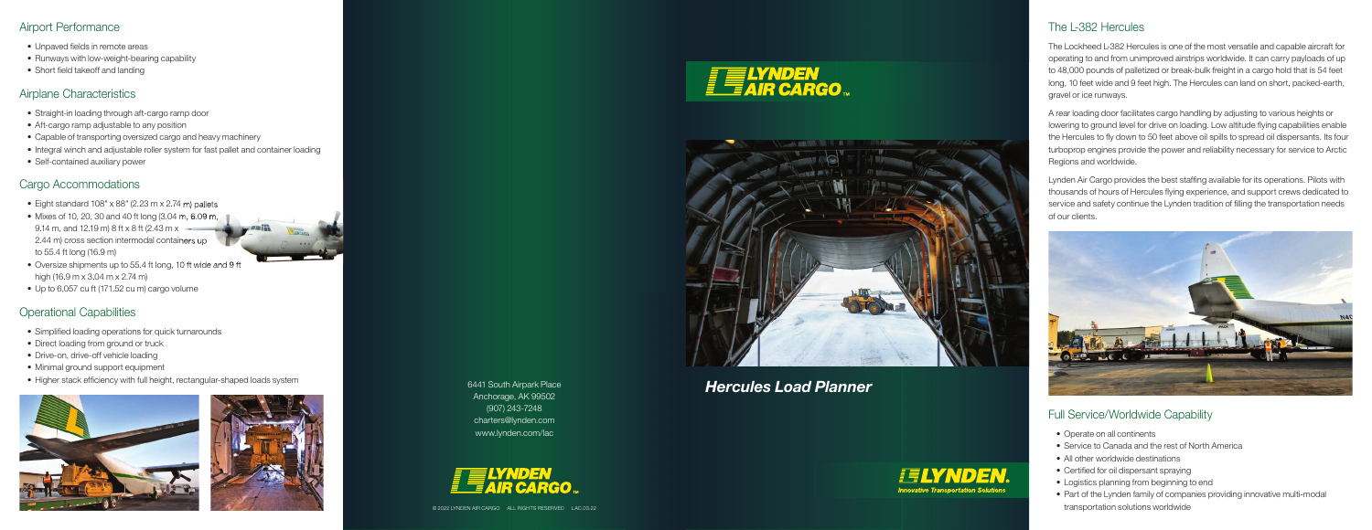## Airport Performance

- Unpaved fields in remote areas
- Runways with low-weight-bearing capability
- Short field takeoff and landing

## Airplane Characteristics

- Straight-in loading through aft-cargo ramp door
- Aft-cargo ramp adjustable to any position
- Capable of transporting oversized cargo and heavy machinery
- Integral winch and adjustable roller system for fast pallet and container loading
- Self-contained auxiliary power

## Cargo Accommodations

- Eight standard 108" x 88" (2.23 m x 2.74 m) pallets
- Mixes of 10, 20, 30 and 40 ft long (3.04 m, 6.09 m, 9.14 m, and 12.19 m) 8 ft x 8 ft (2.43 m x 2.44 m) cross section intermodal containers up to 55.4 ft long (16.9 m)
- Oversize shipments up to 55.4 ft long, 10 ft wide and 9 ft high (16.9 m x 3.04 m x 2.74 m)
- Up to 6,057 cu ft (171.52 cu m) cargo volume

## Operational Capabilities

- Simplified loading operations for quick turnarounds
- Direct loading from ground or truck
- Drive-on, drive-off vehicle loading
- Minimal ground support equipment
- Higher stack efficiency with full height, rectangular-shaped loads system

LYNDEN AIR CARGO™

6441 South Airpark Place
Anchorage, AK 99502
(907) 243-7248
charters@lynden.com
www.lynden.com/lac

© 2022 LYNDEN AIR CARGO ALL RIGHTS RESERVED LAC.03.22

LYNDEN AIR CARGO™

# *Hercules Load Planner*

LYNDEN.
Innovative Transportation Solutions

## The L-382 Hercules

The Lockheed L-382 Hercules is one of the most versatile and capable aircraft for operating to and from unimproved airstrips worldwide. It can carry payloads of up to 48,000 pounds of palletized or break-bulk freight in a cargo hold that is 54 feet long, 10 feet wide and 9 feet high. The Hercules can land on short, packed-earth, gravel or ice runways.

A rear loading door facilitates cargo handling by adjusting to various heights or lowering to ground level for drive on loading. Low altitude flying capabilities enable the Hercules to fly down to 50 feet above oil spills to spread oil dispersants. Its four turboprop engines provide the power and reliability necessary for service to Arctic Regions and worldwide.

Lynden Air Cargo provides the best staffing available for its operations. Pilots with thousands of hours of Hercules flying experience, and support crews dedicated to service and safety continue the Lynden tradition of filling the transportation needs of our clients.

## Full Service/Worldwide Capability

- Operate on all continents
- Service to Canada and the rest of North America
- All other worldwide destinations
- Certified for oil dispersant spraying
- Logistics planning from beginning to end
- Part of the Lynden family of companies providing innovative multi-modal transportation solutions worldwide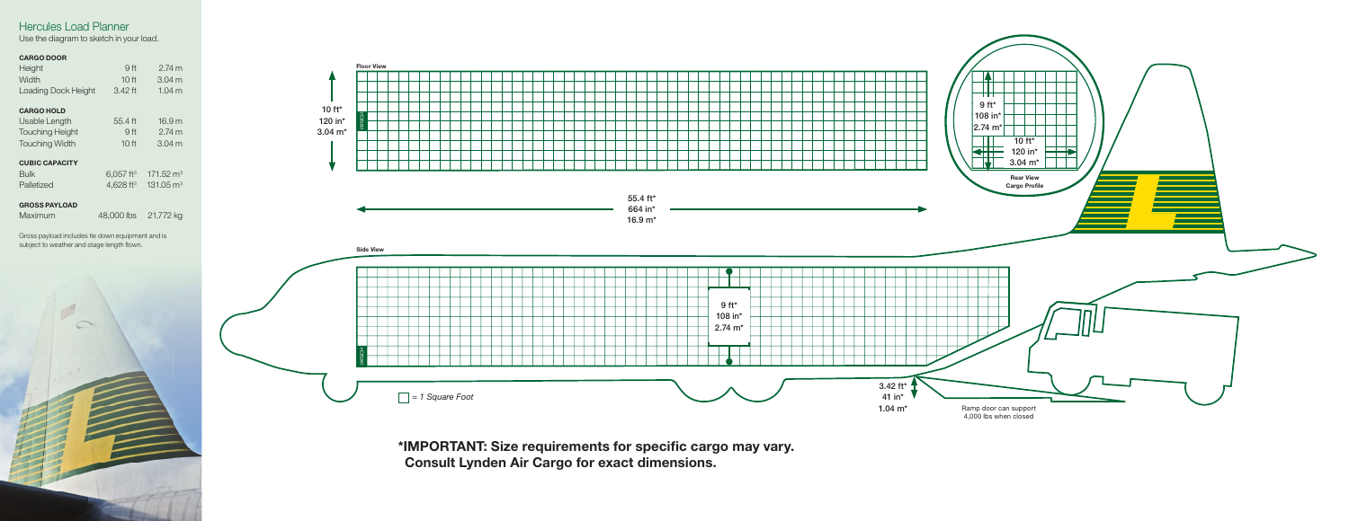## Hercules Load Planner

Use the diagram to sketch in your load.

**CARGO DOOR**

| | | |
|---|---|---|
| Height | 9 ft | 2.74 m |
| Width | 10 ft | 3.04 m |
| Loading Dock Height | 3.42 ft | 1.04 m |

**CARGO HOLD**

| | | |
|---|---|---|
| Usable Length | 55.4 ft | 16.9 m |
| Touching Height | 9 ft | 2.74 m |
| Touching Width | 10 ft | 3.04 m |

**CUBIC CAPACITY**

| | | |
|---|---|---|
| Bulk | 6,057 ft³ | 171.52 m³ |
| Palletized | 4,628 ft³ | 131.05 m³ |

**GROSS PAYLOAD**

| | | |
|---|---|---|
| Maximum | 48,000 lbs | 21,772 kg |

Gross payload includes tie down equipment and is subject to weather and stage length flown.

Floor View

10 ft*
120 in*
3.04 m*

WINCH

55.4 ft*
664 in*
16.9 m*

Rear View
Cargo Profile

9 ft*
108 in*
2.74 m*

10 ft*
120 in*
3.04 m*

Side View

9 ft*
108 in*
2.74 m*

WINCH

= 1 Square Foot

3.42 ft*
41 in*
1.04 m*

Ramp door can support 4,000 lbs when closed

**\*IMPORTANT: Size requirements for specific cargo may vary. Consult Lynden Air Cargo for exact dimensions.**